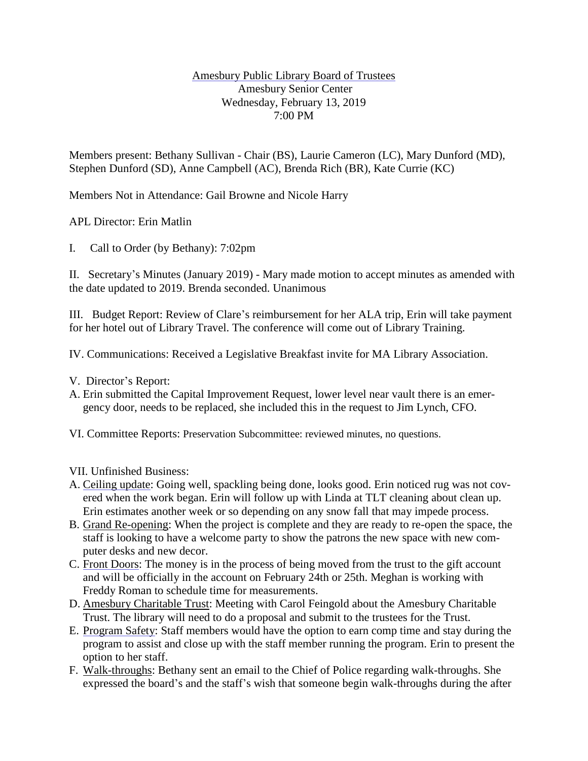Amesbury Public Library Board of Trustees
Amesbury Senior Center
Wednesday, February 13, 2019
7:00 PM

Members present: Bethany Sullivan - Chair (BS), Laurie Cameron (LC), Mary Dunford (MD), Stephen Dunford (SD), Anne Campbell (AC), Brenda Rich (BR), Kate Currie (KC)

Members Not in Attendance: Gail Browne and Nicole Harry

APL Director: Erin Matlin

I. Call to Order (by Bethany): 7:02pm

II. Secretary's Minutes (January 2019) - Mary made motion to accept minutes as amended with the date updated to 2019. Brenda seconded. Unanimous

III. Budget Report: Review of Clare's reimbursement for her ALA trip, Erin will take payment for her hotel out of Library Travel. The conference will come out of Library Training.

IV. Communications: Received a Legislative Breakfast invite for MA Library Association.

V. Director's Report:

A. Erin submitted the Capital Improvement Request, lower level near vault there is an emergency door, needs to be replaced, she included this in the request to Jim Lynch, CFO.

VI. Committee Reports: Preservation Subcommittee: reviewed minutes, no questions.

VII. Unfinished Business:

A. Ceiling update: Going well, spackling being done, looks good. Erin noticed rug was not covered when the work began. Erin will follow up with Linda at TLT cleaning about clean up. Erin estimates another week or so depending on any snow fall that may impede process.
B. Grand Re-opening: When the project is complete and they are ready to re-open the space, the staff is looking to have a welcome party to show the patrons the new space with new computer desks and new decor.
C. Front Doors: The money is in the process of being moved from the trust to the gift account and will be officially in the account on February 24th or 25th. Meghan is working with Freddy Roman to schedule time for measurements.
D. Amesbury Charitable Trust: Meeting with Carol Feingold about the Amesbury Charitable Trust. The library will need to do a proposal and submit to the trustees for the Trust.
E. Program Safety: Staff members would have the option to earn comp time and stay during the program to assist and close up with the staff member running the program. Erin to present the option to her staff.
F. Walk-throughs: Bethany sent an email to the Chief of Police regarding walk-throughs. She expressed the board's and the staff's wish that someone begin walk-throughs during the after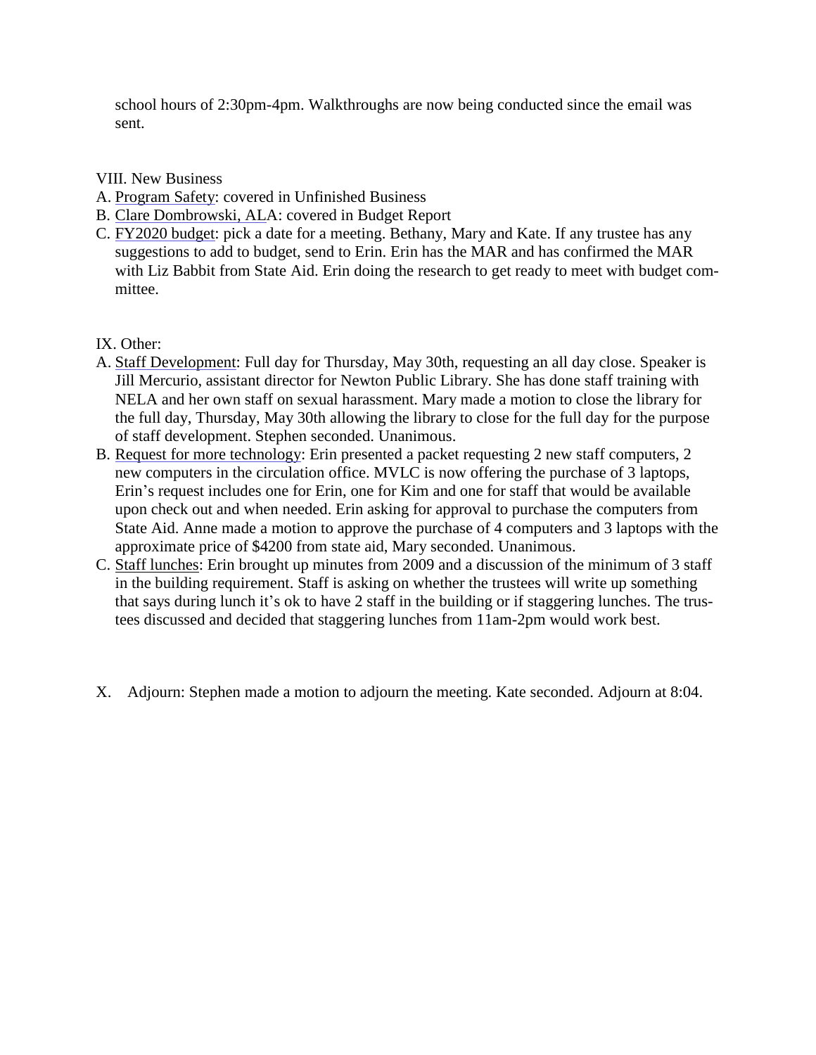school hours of 2:30pm-4pm. Walkthroughs are now being conducted since the email was sent.

VIII. New Business

A. Program Safety: covered in Unfinished Business

B. Clare Dombrowski, ALA: covered in Budget Report

C. FY2020 budget: pick a date for a meeting. Bethany, Mary and Kate. If any trustee has any suggestions to add to budget, send to Erin. Erin has the MAR and has confirmed the MAR with Liz Babbit from State Aid. Erin doing the research to get ready to meet with budget committee.

IX. Other:

A. Staff Development: Full day for Thursday, May 30th, requesting an all day close. Speaker is Jill Mercurio, assistant director for Newton Public Library. She has done staff training with NELA and her own staff on sexual harassment. Mary made a motion to close the library for the full day, Thursday, May 30th allowing the library to close for the full day for the purpose of staff development. Stephen seconded. Unanimous.

B. Request for more technology: Erin presented a packet requesting 2 new staff computers, 2 new computers in the circulation office. MVLC is now offering the purchase of 3 laptops, Erin's request includes one for Erin, one for Kim and one for staff that would be available upon check out and when needed. Erin asking for approval to purchase the computers from State Aid. Anne made a motion to approve the purchase of 4 computers and 3 laptops with the approximate price of $4200 from state aid, Mary seconded. Unanimous.

C. Staff lunches: Erin brought up minutes from 2009 and a discussion of the minimum of 3 staff in the building requirement. Staff is asking on whether the trustees will write up something that says during lunch it's ok to have 2 staff in the building or if staggering lunches. The trustees discussed and decided that staggering lunches from 11am-2pm would work best.

X. Adjourn: Stephen made a motion to adjourn the meeting. Kate seconded. Adjourn at 8:04.